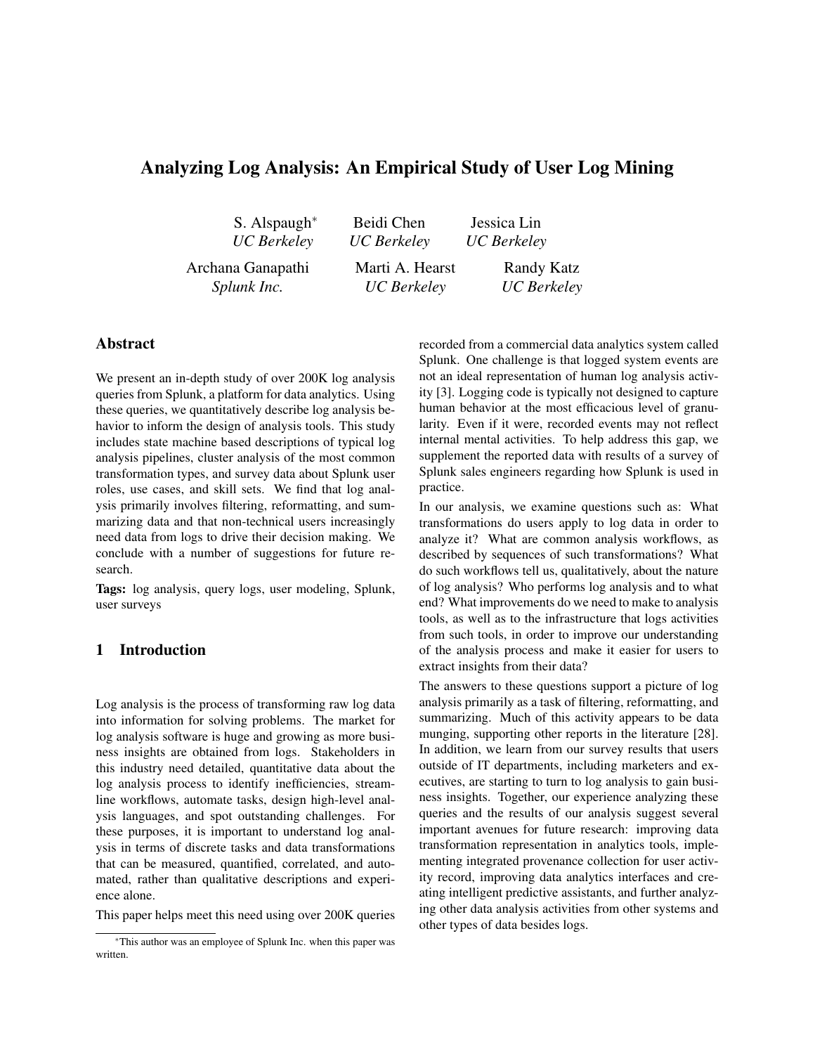# Analyzing Log Analysis: An Empirical Study of User Log Mining

S. Alspaugh*
*UC Berkeley*

Beidi Chen
*UC Berkeley*

Jessica Lin
*UC Berkeley*

Archana Ganapathi
*Splunk Inc.*

Marti A. Hearst
*UC Berkeley*

Randy Katz
*UC Berkeley*

## Abstract

We present an in-depth study of over 200K log analysis queries from Splunk, a platform for data analytics. Using these queries, we quantitatively describe log analysis behavior to inform the design of analysis tools. This study includes state machine based descriptions of typical log analysis pipelines, cluster analysis of the most common transformation types, and survey data about Splunk user roles, use cases, and skill sets. We find that log analysis primarily involves filtering, reformatting, and summarizing data and that non-technical users increasingly need data from logs to drive their decision making. We conclude with a number of suggestions for future research.

**Tags:** log analysis, query logs, user modeling, Splunk, user surveys

## 1 Introduction

Log analysis is the process of transforming raw log data into information for solving problems. The market for log analysis software is huge and growing as more business insights are obtained from logs. Stakeholders in this industry need detailed, quantitative data about the log analysis process to identify inefficiencies, streamline workflows, automate tasks, design high-level analysis languages, and spot outstanding challenges. For these purposes, it is important to understand log analysis in terms of discrete tasks and data transformations that can be measured, quantified, correlated, and automated, rather than qualitative descriptions and experience alone.

This paper helps meet this need using over 200K queries recorded from a commercial data analytics system called Splunk. One challenge is that logged system events are not an ideal representation of human log analysis activity [3]. Logging code is typically not designed to capture human behavior at the most efficacious level of granularity. Even if it were, recorded events may not reflect internal mental activities. To help address this gap, we supplement the reported data with results of a survey of Splunk sales engineers regarding how Splunk is used in practice.

In our analysis, we examine questions such as: What transformations do users apply to log data in order to analyze it? What are common analysis workflows, as described by sequences of such transformations? What do such workflows tell us, qualitatively, about the nature of log analysis? Who performs log analysis and to what end? What improvements do we need to make to analysis tools, as well as to the infrastructure that logs activities from such tools, in order to improve our understanding of the analysis process and make it easier for users to extract insights from their data?

The answers to these questions support a picture of log analysis primarily as a task of filtering, reformatting, and summarizing. Much of this activity appears to be data munging, supporting other reports in the literature [28]. In addition, we learn from our survey results that users outside of IT departments, including marketers and executives, are starting to turn to log analysis to gain business insights. Together, our experience analyzing these queries and the results of our analysis suggest several important avenues for future research: improving data transformation representation in analytics tools, implementing integrated provenance collection for user activity record, improving data analytics interfaces and creating intelligent predictive assistants, and further analyzing other data analysis activities from other systems and other types of data besides logs.

*This author was an employee of Splunk Inc. when this paper was written.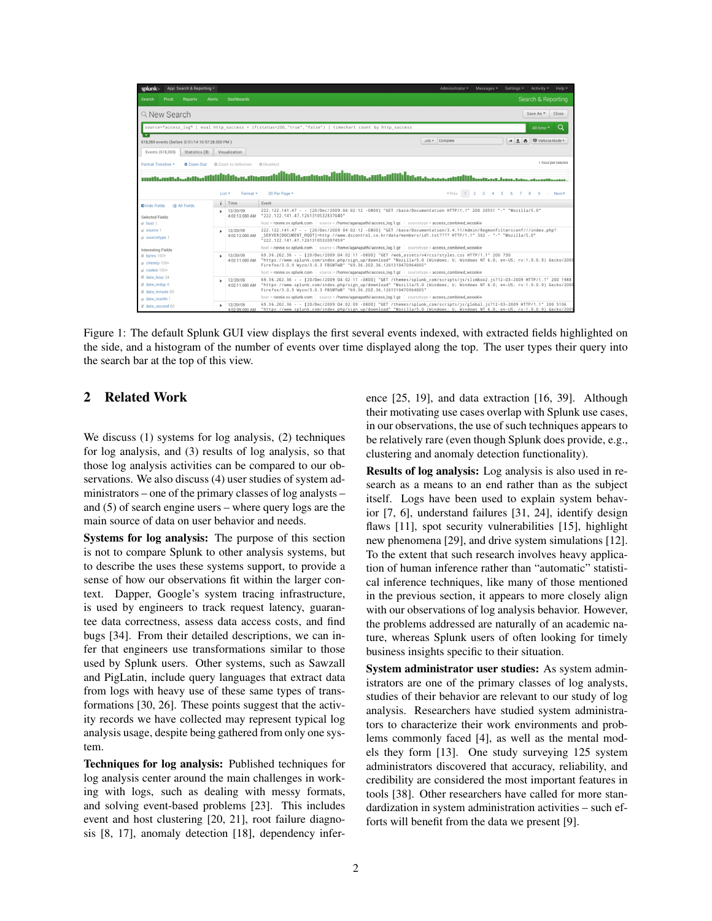Figure 1: The default Splunk GUI view displays the first several events indexed, with extracted fields highlighted on the side, and a histogram of the number of events over time displayed along the top. The user types their query into the search bar at the top of this view.

## 2 Related Work

We discuss (1) systems for log analysis, (2) techniques for log analysis, and (3) results of log analysis, so that those log analysis activities can be compared to our observations. We also discuss (4) user studies of system administrators – one of the primary classes of log analysts – and (5) of search engine users – where query logs are the main source of data on user behavior and needs.

**Systems for log analysis:** The purpose of this section is not to compare Splunk to other analysis systems, but to describe the uses these systems support, to provide a sense of how our observations fit within the larger context. Dapper, Google's system tracing infrastructure, is used by engineers to track request latency, guarantee data correctness, assess data access costs, and find bugs [34]. From their detailed descriptions, we can infer that engineers use transformations similar to those used by Splunk users. Other systems, such as Sawzall and PigLatin, include query languages that extract data from logs with heavy use of these same types of transformations [30, 26]. These points suggest that the activity records we have collected may represent typical log analysis usage, despite being gathered from only one system.

**Techniques for log analysis:** Published techniques for log analysis center around the main challenges in working with logs, such as dealing with messy formats, and solving event-based problems [23]. This includes event and host clustering [20, 21], root failure diagnosis [8, 17], anomaly detection [18], dependency inference [25, 19], and data extraction [16, 39]. Although their motivating use cases overlap with Splunk use cases, in our observations, the use of such techniques appears to be relatively rare (even though Splunk does provide, e.g., clustering and anomaly detection functionality).

**Results of log analysis:** Log analysis is also used in research as a means to an end rather than as the subject itself. Logs have been used to explain system behavior [7, 6], understand failures [31, 24], identify design flaws [11], spot security vulnerabilities [15], highlight new phenomena [29], and drive system simulations [12]. To the extent that such research involves heavy application of human inference rather than "automatic" statistical inference techniques, like many of those mentioned in the previous section, it appears to more closely align with our observations of log analysis behavior. However, the problems addressed are naturally of an academic nature, whereas Splunk users of often looking for timely business insights specific to their situation.

**System administrator user studies:** As system administrators are one of the primary classes of log analysts, studies of their behavior are relevant to our study of log analysis. Researchers have studied system administrators to characterize their work environments and problems commonly faced [4], as well as the mental models they form [13]. One study surveying 125 system administrators discovered that accuracy, reliability, and credibility are considered the most important features in tools [38]. Other researchers have called for more standardization in system administration activities – such efforts will benefit from the data we present [9].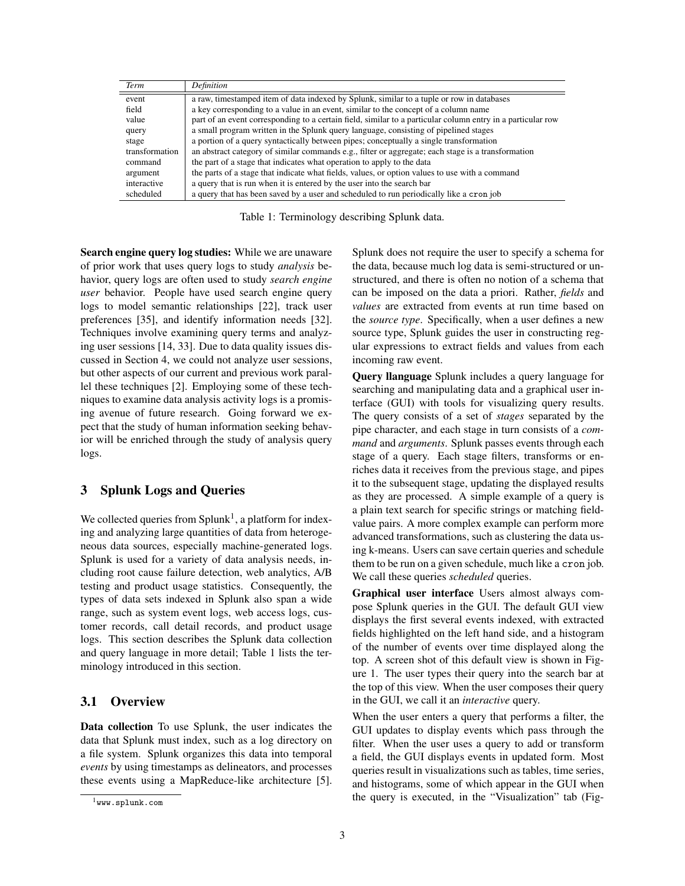| *Term* | *Definition* |
|---|---|
| event | a raw, timestamped item of data indexed by Splunk, similar to a tuple or row in databases |
| field | a key corresponding to a value in an event, similar to the concept of a column name |
| value | part of an event corresponding to a certain field, similar to a particular column entry in a particular row |
| query | a small program written in the Splunk query language, consisting of pipelined stages |
| stage | a portion of a query syntactically between pipes; conceptually a single transformation |
| transformation | an abstract category of similar commands e.g., filter or aggregate; each stage is a transformation |
| command | the part of a stage that indicates what operation to apply to the data |
| argument | the parts of a stage that indicate what fields, values, or option values to use with a command |
| interactive | a query that is run when it is entered by the user into the search bar |
| scheduled | a query that has been saved by a user and scheduled to run periodically like a `cron` job |

Table 1: Terminology describing Splunk data.

**Search engine query log studies:** While we are unaware of prior work that uses query logs to study *analysis* behavior, query logs are often used to study *search engine user* behavior. People have used search engine query logs to model semantic relationships [22], track user preferences [35], and identify information needs [32]. Techniques involve examining query terms and analyzing user sessions [14, 33]. Due to data quality issues discussed in Section 4, we could not analyze user sessions, but other aspects of our current and previous work parallel these techniques [2]. Employing some of these techniques to examine data analysis activity logs is a promising avenue of future research. Going forward we expect that the study of human information seeking behavior will be enriched through the study of analysis query logs.

## 3 Splunk Logs and Queries

We collected queries from Splunk[1], a platform for indexing and analyzing large quantities of data from heterogeneous data sources, especially machine-generated logs. Splunk is used for a variety of data analysis needs, including root cause failure detection, web analytics, A/B testing and product usage statistics. Consequently, the types of data sets indexed in Splunk also span a wide range, such as system event logs, web access logs, customer records, call detail records, and product usage logs. This section describes the Splunk data collection and query language in more detail; Table 1 lists the terminology introduced in this section.

### 3.1 Overview

**Data collection** To use Splunk, the user indicates the data that Splunk must index, such as a log directory on a file system. Splunk organizes this data into temporal *events* by using timestamps as delineators, and processes these events using a MapReduce-like architecture [5]. Splunk does not require the user to specify a schema for the data, because much log data is semi-structured or unstructured, and there is often no notion of a schema that can be imposed on the data a priori. Rather, *fields* and *values* are extracted from events at run time based on the *source type*. Specifically, when a user defines a new source type, Splunk guides the user in constructing regular expressions to extract fields and values from each incoming raw event.

**Query llanguage** Splunk includes a query language for searching and manipulating data and a graphical user interface (GUI) with tools for visualizing query results. The query consists of a set of *stages* separated by the pipe character, and each stage in turn consists of a *command* and *arguments*. Splunk passes events through each stage of a query. Each stage filters, transforms or enriches data it receives from the previous stage, and pipes it to the subsequent stage, updating the displayed results as they are processed. A simple example of a query is a plain text search for specific strings or matching field-value pairs. A more complex example can perform more advanced transformations, such as clustering the data using k-means. Users can save certain queries and schedule them to be run on a given schedule, much like a `cron` job. We call these queries *scheduled* queries.

**Graphical user interface** Users almost always compose Splunk queries in the GUI. The default GUI view displays the first several events indexed, with extracted fields highlighted on the left hand side, and a histogram of the number of events over time displayed along the top. A screen shot of this default view is shown in Figure 1. The user types their query into the search bar at the top of this view. When the user composes their query in the GUI, we call it an *interactive* query.

When the user enters a query that performs a filter, the GUI updates to display events which pass through the filter. When the user uses a query to add or transform a field, the GUI displays events in updated form. Most queries result in visualizations such as tables, time series, and histograms, some of which appear in the GUI when the query is executed, in the "Visualization" tab (Fig-

[1] `www.splunk.com`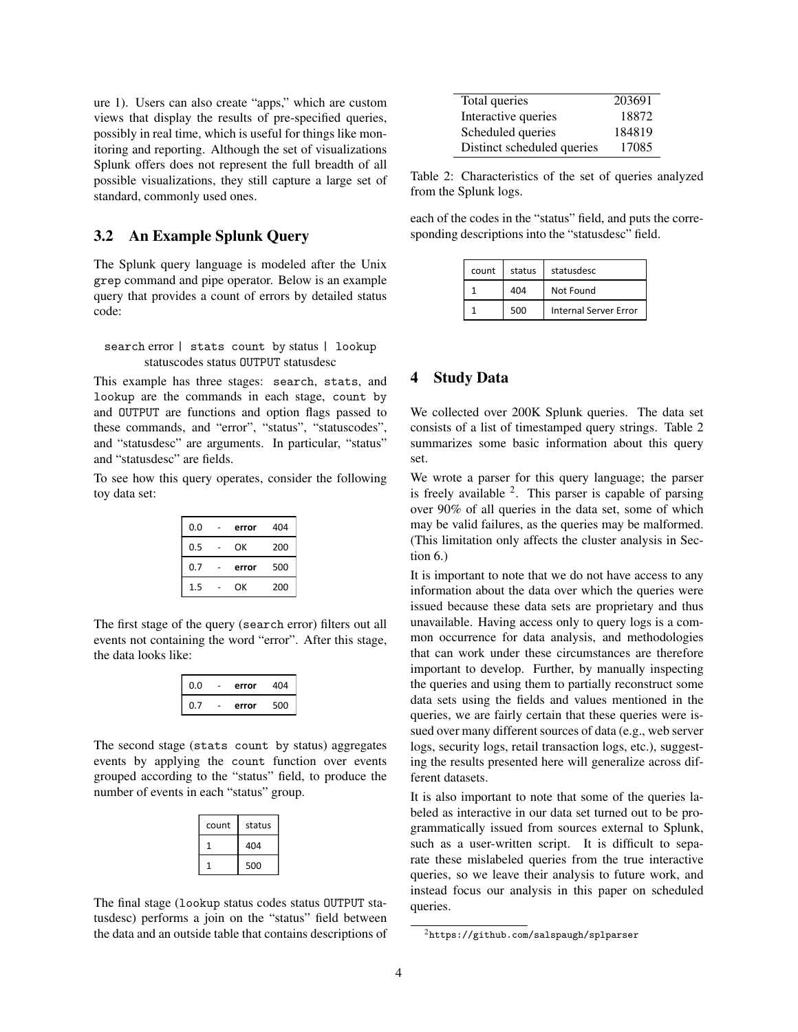ure 1). Users can also create "apps," which are custom views that display the results of pre-specified queries, possibly in real time, which is useful for things like monitoring and reporting. Although the set of visualizations Splunk offers does not represent the full breadth of all possible visualizations, they still capture a large set of standard, commonly used ones.

### 3.2 An Example Splunk Query

The Splunk query language is modeled after the Unix `grep` command and pipe operator. Below is an example query that provides a count of errors by detailed status code:

```
search error | stats count by status | lookup
        statuscodes status OUTPUT statusdesc
```

This example has three stages: `search`, `stats`, and `lookup` are the commands in each stage, `count by` and `OUTPUT` are functions and option flags passed to these commands, and "error", "status", "statuscodes", and "statusdesc" are arguments. In particular, "status" and "statusdesc" are fields.

To see how this query operates, consider the following toy data set:

| | | | |
|---|---|---|---|
| 0.0 | - | **error** | 404 |
| 0.5 | - | OK | 200 |
| 0.7 | - | **error** | 500 |
| 1.5 | - | OK | 200 |

The first stage of the query (`search` error) filters out all events not containing the word "error". After this stage, the data looks like:

| | | | |
|---|---|---|---|
| 0.0 | - | **error** | 404 |
| 0.7 | - | **error** | 500 |

The second stage (`stats count by` status) aggregates events by applying the `count` function over events grouped according to the "status" field, to produce the number of events in each "status" group.

| count | status |
|---|---|
| 1 | 404 |
| 1 | 500 |

The final stage (`lookup` status codes status `OUTPUT` statusdesc) performs a join on the "status" field between the data and an outside table that contains descriptions of each of the codes in the "status" field, and puts the corresponding descriptions into the "statusdesc" field.

| count | status | statusdesc |
|---|---|---|
| 1 | 404 | Not Found |
| 1 | 500 | Internal Server Error |

| | |
|---|---|
| Total queries | 203691 |
| Interactive queries | 18872 |
| Scheduled queries | 184819 |
| Distinct scheduled queries | 17085 |

Table 2: Characteristics of the set of queries analyzed from the Splunk logs.

## 4 Study Data

We collected over 200K Splunk queries. The data set consists of a list of timestamped query strings. Table 2 summarizes some basic information about this query set.

We wrote a parser for this query language; the parser is freely available [2]. This parser is capable of parsing over 90% of all queries in the data set, some of which may be valid failures, as the queries may be malformed. (This limitation only affects the cluster analysis in Section 6.)

It is important to note that we do not have access to any information about the data over which the queries were issued because these data sets are proprietary and thus unavailable. Having access only to query logs is a common occurrence for data analysis, and methodologies that can work under these circumstances are therefore important to develop. Further, by manually inspecting the queries and using them to partially reconstruct some data sets using the fields and values mentioned in the queries, we are fairly certain that these queries were issued over many different sources of data (e.g., web server logs, security logs, retail transaction logs, etc.), suggesting the results presented here will generalize across different datasets.

It is also important to note that some of the queries labeled as interactive in our data set turned out to be programmatically issued from sources external to Splunk, such as a user-written script. It is difficult to separate these mislabeled queries from the true interactive queries, so we leave their analysis to future work, and instead focus our analysis in this paper on scheduled queries.

[2] https://github.com/salspaugh/splparser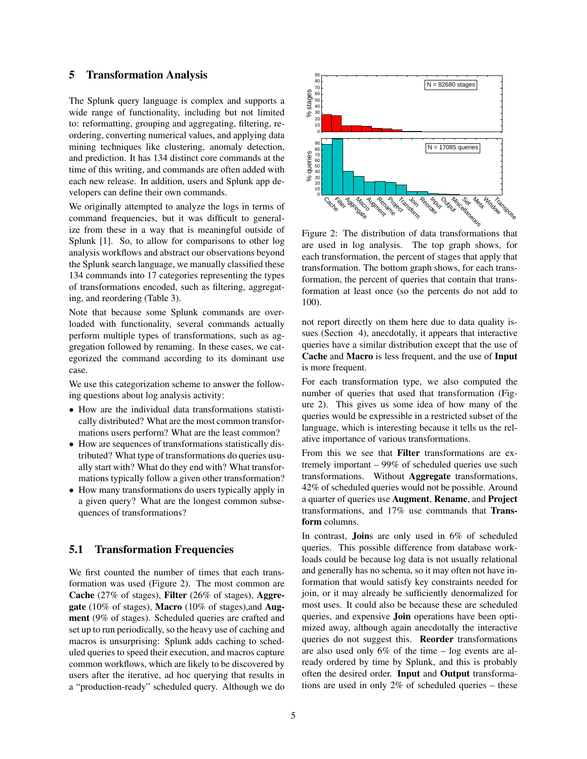## 5 Transformation Analysis

The Splunk query language is complex and supports a wide range of functionality, including but not limited to: reformatting, grouping and aggregating, filtering, reordering, converting numerical values, and applying data mining techniques like clustering, anomaly detection, and prediction. It has 134 distinct core commands at the time of this writing, and commands are often added with each new release. In addition, users and Splunk app developers can define their own commands.

We originally attempted to analyze the logs in terms of command frequencies, but it was difficult to generalize from these in a way that is meaningful outside of Splunk [1]. So, to allow for comparisons to other log analysis workflows and abstract our observations beyond the Splunk search language, we manually classified these 134 commands into 17 categories representing the types of transformations encoded, such as filtering, aggregating, and reordering (Table 3).

Note that because some Splunk commands are overloaded with functionality, several commands actually perform multiple types of transformations, such as aggregation followed by renaming. In these cases, we categorized the command according to its dominant use case.

We use this categorization scheme to answer the following questions about log analysis activity:

- How are the individual data transformations statistically distributed? What are the most common transformations users perform? What are the least common?
- How are sequences of transformations statistically distributed? What type of transformations do queries usually start with? What do they end with? What transformations typically follow a given other transformation?
- How many transformations do users typically apply in a given query? What are the longest common subsequences of transformations?

### 5.1 Transformation Frequencies

We first counted the number of times that each transformation was used (Figure 2). The most common are **Cache** (27% of stages), **Filter** (26% of stages), **Aggregate** (10% of stages), **Macro** (10% of stages),and **Augment** (9% of stages). Scheduled queries are crafted and set up to run periodically, so the heavy use of caching and macros is unsurprising: Splunk adds caching to scheduled queries to speed their execution, and macros capture common workflows, which are likely to be discovered by users after the iterative, ad hoc querying that results in a "production-ready" scheduled query. Although we do not report directly on them here due to data quality issues (Section 4), anecdotally, it appears that interactive queries have a similar distribution except that the use of **Cache** and **Macro** is less frequent, and the use of **Input** is more frequent.

Figure 2: The distribution of data transformations that are used in log analysis. The top graph shows, for each transformation, the percent of stages that apply that transformation. The bottom graph shows, for each transformation, the percent of queries that contain that transformation at least once (so the percents do not add to 100).

For each transformation type, we also computed the number of queries that used that transformation (Figure 2). This gives us some idea of how many of the queries would be expressible in a restricted subset of the language, which is interesting because it tells us the relative importance of various transformations.

From this we see that **Filter** transformations are extremely important – 99% of scheduled queries use such transformations. Without **Aggregate** transformations, 42% of scheduled queries would not be possible. Around a quarter of queries use **Augment**, **Rename**, and **Project** transformations, and 17% use commands that **Transform** columns.

In contrast, **Join**s are only used in 6% of scheduled queries. This possible difference from database workloads could be because log data is not usually relational and generally has no schema, so it may often not have information that would satisfy key constraints needed for join, or it may already be sufficiently denormalized for most uses. It could also be because these are scheduled queries, and expensive **Join** operations have been optimized away, although again anecdotally the interactive queries do not suggest this. **Reorder** transformations are also used only 6% of the time – log events are already ordered by time by Splunk, and this is probably often the desired order. **Input** and **Output** transformations are used in only 2% of scheduled queries – these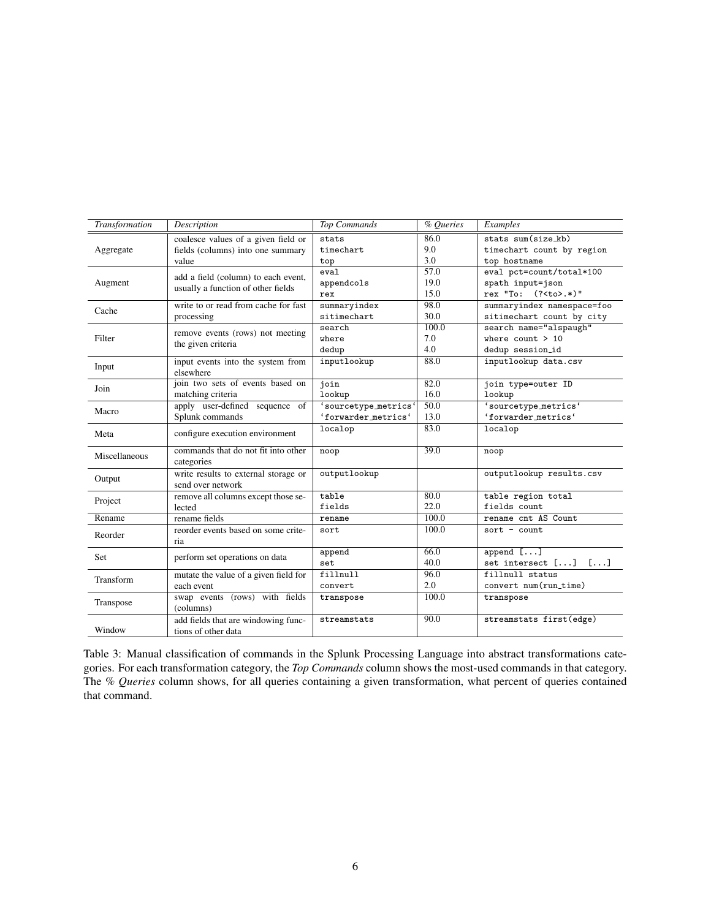| *Transformation* | *Description* | *Top Commands* | *% Queries* | *Examples* |
|---|---|---|---|---|
| Aggregate | coalesce values of a given field or fields (columns) into one summary value | `stats`<br>`timechart`<br>`top` | 86.0<br>9.0<br>3.0 | `stats sum(size_kb)`<br>`timechart count by region`<br>`top hostname` |
| Augment | add a field (column) to each event, usually a function of other fields | `eval`<br>`appendcols`<br>`rex` | 57.0<br>19.0<br>15.0 | `eval pct=count/total*100`<br>`spath input=json`<br>`rex "To: (?<to>.*)"` |
| Cache | write to or read from cache for fast processing | `summaryindex`<br>`sitimechart` | 98.0<br>30.0 | `summaryindex namespace=foo`<br>`sitimechart count by city` |
| Filter | remove events (rows) not meeting the given criteria | `search`<br>`where`<br>`dedup` | 100.0<br>7.0<br>4.0 | `search name="alspaugh"`<br>`where count > 10`<br>`dedup session_id` |
| Input | input events into the system from elsewhere | `inputlookup` | 88.0 | `inputlookup data.csv` |
| Join | join two sets of events based on matching criteria | `join`<br>`lookup` | 82.0<br>16.0 | `join type=outer ID`<br>`lookup` |
| Macro | apply user-defined sequence of Splunk commands | `` `sourcetype_metrics` ``<br>`` `forwarder_metrics` `` | 50.0<br>13.0 | `` `sourcetype_metrics` ``<br>`` `forwarder_metrics` `` |
| Meta | configure execution environment | `localop` | 83.0 | `localop` |
| Miscellaneous | commands that do not fit into other categories | `noop` | 39.0 | `noop` |
| Output | write results to external storage or send over network | `outputlookup` | | `outputlookup results.csv` |
| Project | remove all columns except those selected | `table`<br>`fields` | 80.0<br>22.0 | `table region total`<br>`fields count` |
| Rename | rename fields | `rename` | 100.0 | `rename cnt AS Count` |
| Reorder | reorder events based on some criteria | `sort` | 100.0 | `sort - count` |
| Set | perform set operations on data | `append`<br>`set` | 66.0<br>40.0 | `append [...]`<br>`set intersect [...] [...]` |
| Transform | mutate the value of a given field for each event | `fillnull`<br>`convert` | 96.0<br>2.0 | `fillnull status`<br>`convert num(run_time)` |
| Transpose | swap events (rows) with fields (columns) | `transpose` | 100.0 | `transpose` |
| Window | add fields that are windowing functions of other data | `streamstats` | 90.0 | `streamstats first(edge)` |

Table 3: Manual classification of commands in the Splunk Processing Language into abstract transformations categories. For each transformation category, the *Top Commands* column shows the most-used commands in that category. The *% Queries* column shows, for all queries containing a given transformation, what percent of queries contained that command.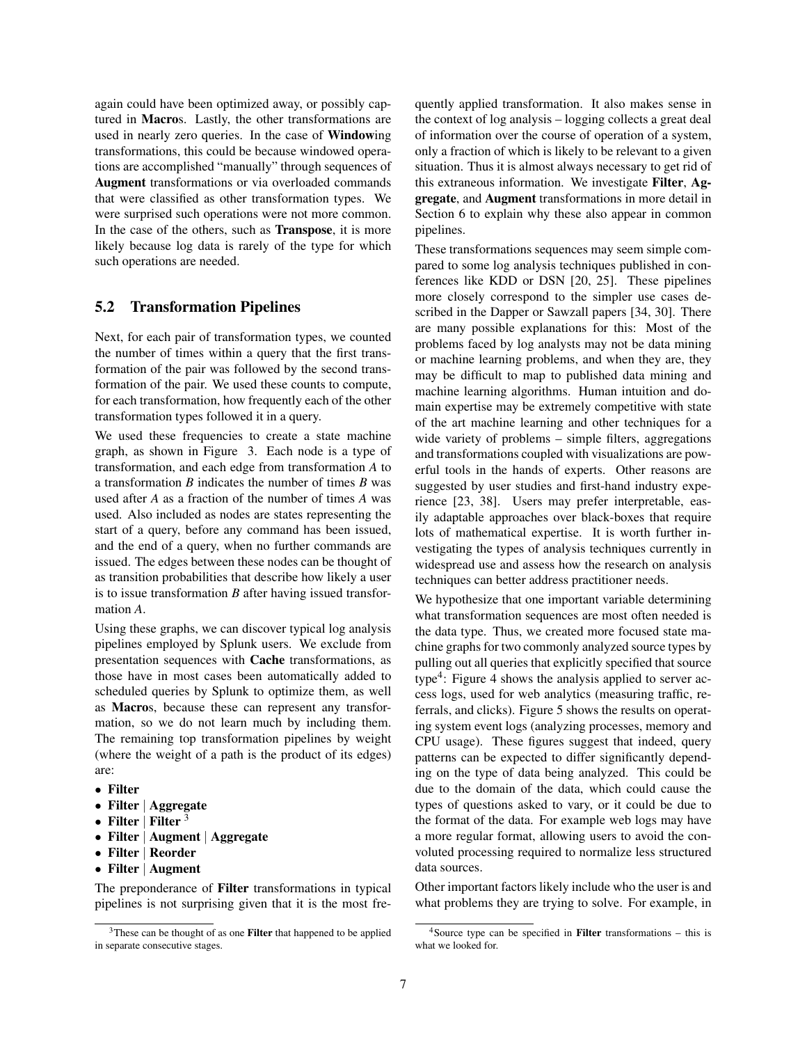again could have been optimized away, or possibly captured in **Macro**s. Lastly, the other transformations are used in nearly zero queries. In the case of **Window**ing transformations, this could be because windowed operations are accomplished "manually" through sequences of **Augment** transformations or via overloaded commands that were classified as other transformation types. We were surprised such operations were not more common. In the case of the others, such as **Transpose**, it is more likely because log data is rarely of the type for which such operations are needed.

## 5.2 Transformation Pipelines

Next, for each pair of transformation types, we counted the number of times within a query that the first transformation of the pair was followed by the second transformation of the pair. We used these counts to compute, for each transformation, how frequently each of the other transformation types followed it in a query.

We used these frequencies to create a state machine graph, as shown in Figure 3. Each node is a type of transformation, and each edge from transformation *A* to a transformation *B* indicates the number of times *B* was used after *A* as a fraction of the number of times *A* was used. Also included as nodes are states representing the start of a query, before any command has been issued, and the end of a query, when no further commands are issued. The edges between these nodes can be thought of as transition probabilities that describe how likely a user is to issue transformation *B* after having issued transformation *A*.

Using these graphs, we can discover typical log analysis pipelines employed by Splunk users. We exclude from presentation sequences with **Cache** transformations, as those have in most cases been automatically added to scheduled queries by Splunk to optimize them, as well as **Macro**s, because these can represent any transformation, so we do not learn much by including them. The remaining top transformation pipelines by weight (where the weight of a path is the product of its edges) are:

- **Filter**
- **Filter** | **Aggregate**
- **Filter** | **Filter** [3]
- **Filter** | **Augment** | **Aggregate**
- **Filter** | **Reorder**
- **Filter** | **Augment**

The preponderance of **Filter** transformations in typical pipelines is not surprising given that it is the most frequently applied transformation. It also makes sense in the context of log analysis – logging collects a great deal of information over the course of operation of a system, only a fraction of which is likely to be relevant to a given situation. Thus it is almost always necessary to get rid of this extraneous information. We investigate **Filter**, **Aggregate**, and **Augment** transformations in more detail in Section 6 to explain why these also appear in common pipelines.

These transformations sequences may seem simple compared to some log analysis techniques published in conferences like KDD or DSN [20, 25]. These pipelines more closely correspond to the simpler use cases described in the Dapper or Sawzall papers [34, 30]. There are many possible explanations for this: Most of the problems faced by log analysts may not be data mining or machine learning problems, and when they are, they may be difficult to map to published data mining and machine learning algorithms. Human intuition and domain expertise may be extremely competitive with state of the art machine learning and other techniques for a wide variety of problems – simple filters, aggregations and transformations coupled with visualizations are powerful tools in the hands of experts. Other reasons are suggested by user studies and first-hand industry experience [23, 38]. Users may prefer interpretable, easily adaptable approaches over black-boxes that require lots of mathematical expertise. It is worth further investigating the types of analysis techniques currently in widespread use and assess how the research on analysis techniques can better address practitioner needs.

We hypothesize that one important variable determining what transformation sequences are most often needed is the data type. Thus, we created more focused state machine graphs for two commonly analyzed source types by pulling out all queries that explicitly specified that source type[4]: Figure 4 shows the analysis applied to server access logs, used for web analytics (measuring traffic, referrals, and clicks). Figure 5 shows the results on operating system event logs (analyzing processes, memory and CPU usage). These figures suggest that indeed, query patterns can be expected to differ significantly depending on the type of data being analyzed. This could be due to the domain of the data, which could cause the types of questions asked to vary, or it could be due to the format of the data. For example web logs may have a more regular format, allowing users to avoid the convoluted processing required to normalize less structured data sources.

Other important factors likely include who the user is and what problems they are trying to solve. For example, in

[3] These can be thought of as one **Filter** that happened to be applied in separate consecutive stages.

[4] Source type can be specified in **Filter** transformations – this is what we looked for.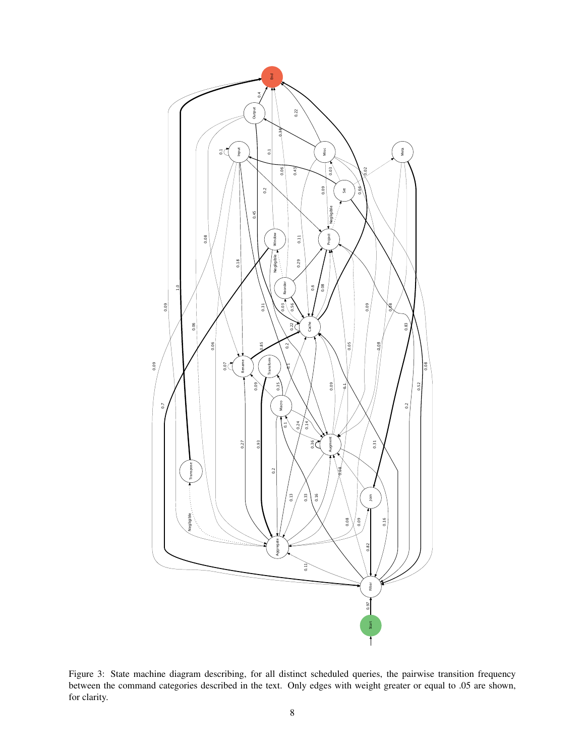Figure 3: State machine diagram describing, for all distinct scheduled queries, the pairwise transition frequency between the command categories described in the text. Only edges with weight greater or equal to .05 are shown, for clarity.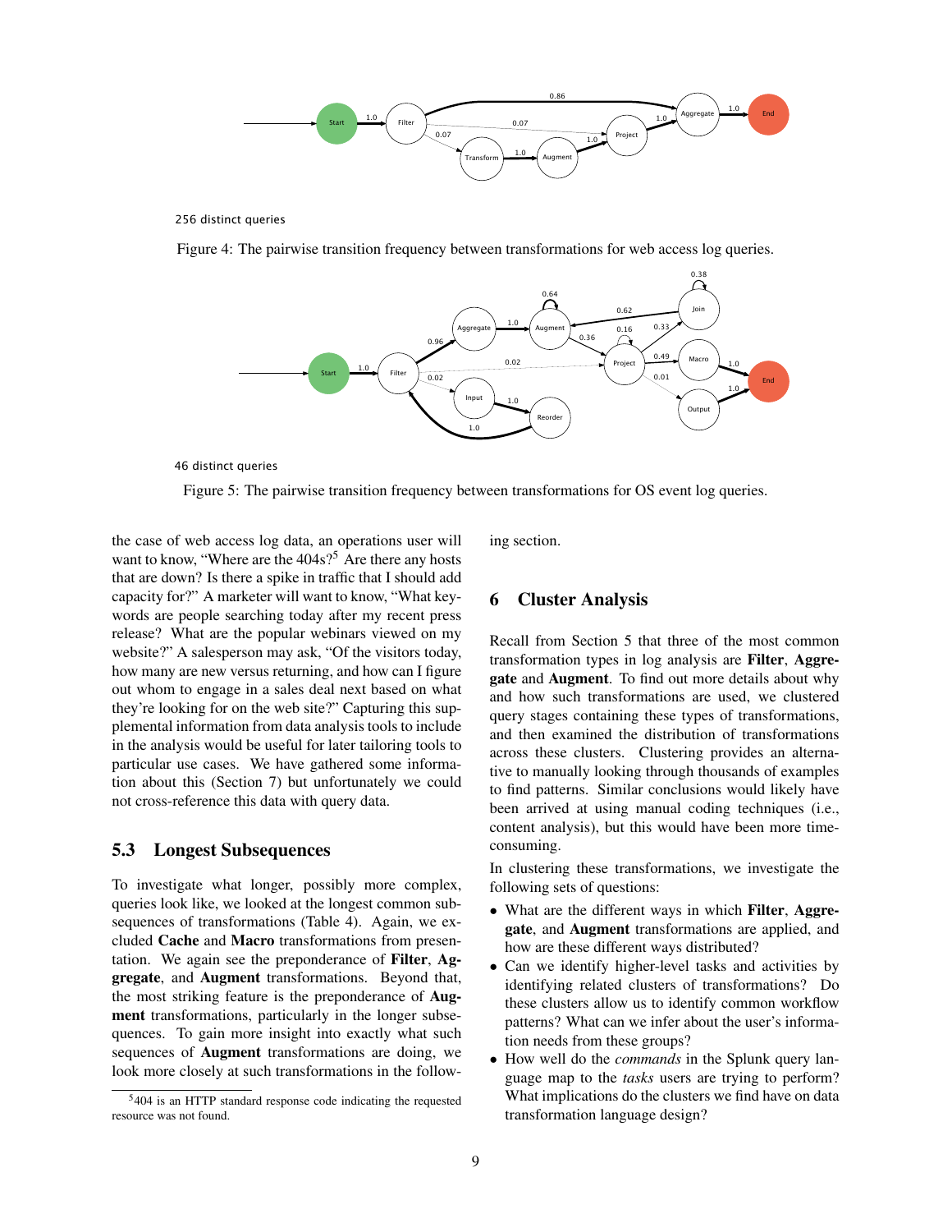256 distinct queries

Figure 4: The pairwise transition frequency between transformations for web access log queries.

46 distinct queries

Figure 5: The pairwise transition frequency between transformations for OS event log queries.

the case of web access log data, an operations user will want to know, "Where are the 404s?[5] Are there any hosts that are down? Is there a spike in traffic that I should add capacity for?" A marketer will want to know, "What keywords are people searching today after my recent press release? What are the popular webinars viewed on my website?" A salesperson may ask, "Of the visitors today, how many are new versus returning, and how can I figure out whom to engage in a sales deal next based on what they're looking for on the web site?" Capturing this supplemental information from data analysis tools to include in the analysis would be useful for later tailoring tools to particular use cases. We have gathered some information about this (Section 7) but unfortunately we could not cross-reference this data with query data.

### 5.3 Longest Subsequences

To investigate what longer, possibly more complex, queries look like, we looked at the longest common subsequences of transformations (Table 4). Again, we excluded **Cache** and **Macro** transformations from presentation. We again see the preponderance of **Filter**, **Aggregate**, and **Augment** transformations. Beyond that, the most striking feature is the preponderance of **Augment** transformations, particularly in the longer subsequences. To gain more insight into exactly what such sequences of **Augment** transformations are doing, we look more closely at such transformations in the following section.

[5] 404 is an HTTP standard response code indicating the requested resource was not found.

## 6 Cluster Analysis

Recall from Section 5 that three of the most common transformation types in log analysis are **Filter**, **Aggregate** and **Augment**. To find out more details about why and how such transformations are used, we clustered query stages containing these types of transformations, and then examined the distribution of transformations across these clusters. Clustering provides an alternative to manually looking through thousands of examples to find patterns. Similar conclusions would likely have been arrived at using manual coding techniques (i.e., content analysis), but this would have been more time-consuming.

In clustering these transformations, we investigate the following sets of questions:

- What are the different ways in which **Filter**, **Aggregate**, and **Augment** transformations are applied, and how are these different ways distributed?
- Can we identify higher-level tasks and activities by identifying related clusters of transformations? Do these clusters allow us to identify common workflow patterns? What can we infer about the user's information needs from these groups?
- How well do the *commands* in the Splunk query language map to the *tasks* users are trying to perform? What implications do the clusters we find have on data transformation language design?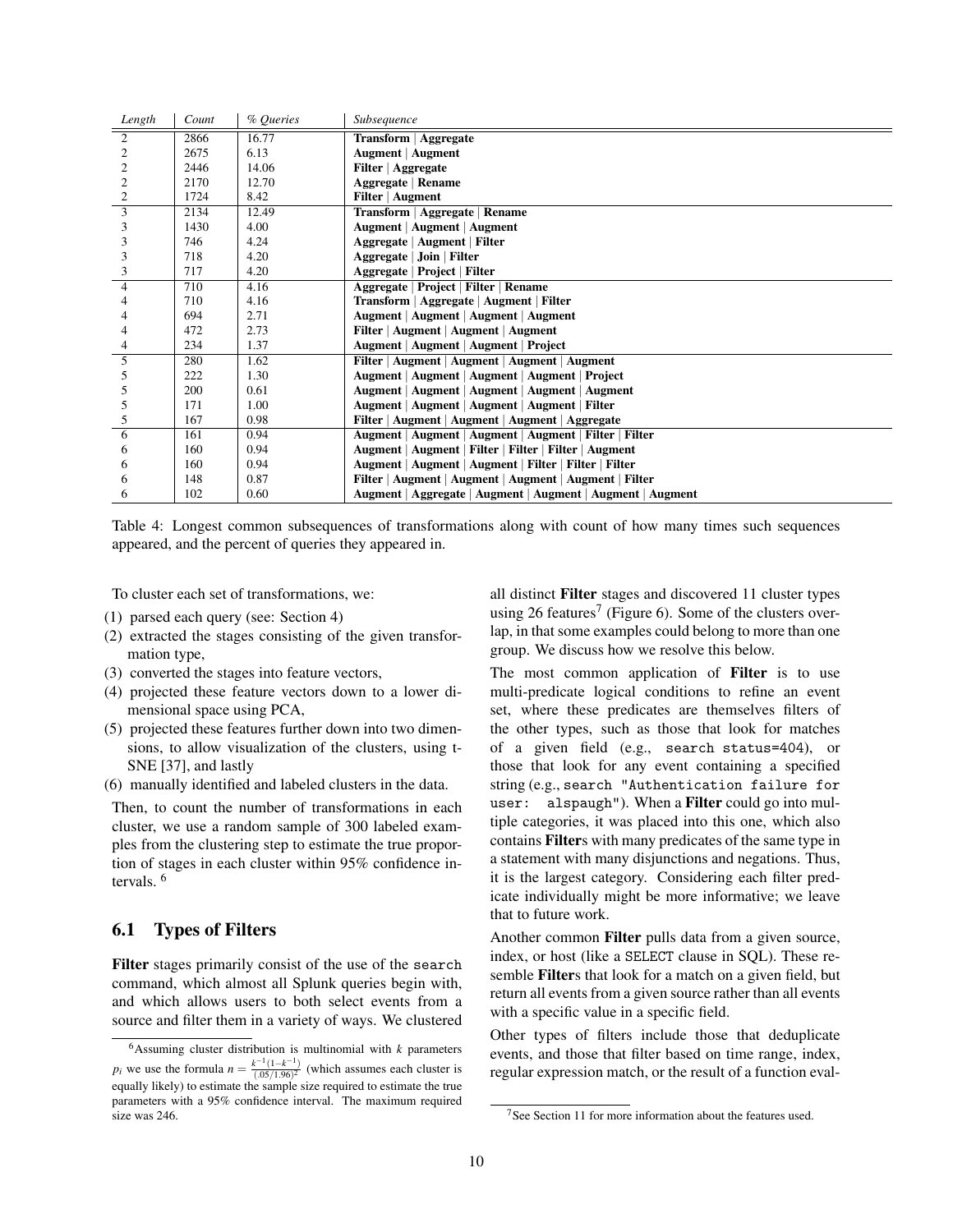| *Length* | *Count* | *% Queries* | *Subsequence* |
|---|---|---|---|
| 2 | 2866 | 16.77 | **Transform** \| **Aggregate** |
| 2 | 2675 | 6.13 | **Augment** \| **Augment** |
| 2 | 2446 | 14.06 | **Filter** \| **Aggregate** |
| 2 | 2170 | 12.70 | **Aggregate** \| **Rename** |
| 2 | 1724 | 8.42 | **Filter** \| **Augment** |
| 3 | 2134 | 12.49 | **Transform** \| **Aggregate** \| **Rename** |
| 3 | 1430 | 4.00 | **Augment** \| **Augment** \| **Augment** |
| 3 | 746 | 4.24 | **Aggregate** \| **Augment** \| **Filter** |
| 3 | 718 | 4.20 | **Aggregate** \| **Join** \| **Filter** |
| 3 | 717 | 4.20 | **Aggregate** \| **Project** \| **Filter** |
| 4 | 710 | 4.16 | **Aggregate** \| **Project** \| **Filter** \| **Rename** |
| 4 | 710 | 4.16 | **Transform** \| **Aggregate** \| **Augment** \| **Filter** |
| 4 | 694 | 2.71 | **Augment** \| **Augment** \| **Augment** \| **Augment** |
| 4 | 472 | 2.73 | **Filter** \| **Augment** \| **Augment** \| **Augment** |
| 4 | 234 | 1.37 | **Augment** \| **Augment** \| **Augment** \| **Project** |
| 5 | 280 | 1.62 | **Filter** \| **Augment** \| **Augment** \| **Augment** \| **Augment** |
| 5 | 222 | 1.30 | **Augment** \| **Augment** \| **Augment** \| **Augment** \| **Project** |
| 5 | 200 | 0.61 | **Augment** \| **Augment** \| **Augment** \| **Augment** \| **Augment** |
| 5 | 171 | 1.00 | **Augment** \| **Augment** \| **Augment** \| **Augment** \| **Filter** |
| 5 | 167 | 0.98 | **Filter** \| **Augment** \| **Augment** \| **Augment** \| **Aggregate** |
| 6 | 161 | 0.94 | **Augment** \| **Augment** \| **Augment** \| **Augment** \| **Filter** \| **Filter** |
| 6 | 160 | 0.94 | **Augment** \| **Augment** \| **Filter** \| **Filter** \| **Filter** \| **Augment** |
| 6 | 160 | 0.94 | **Augment** \| **Augment** \| **Augment** \| **Filter** \| **Filter** \| **Filter** |
| 6 | 148 | 0.87 | **Filter** \| **Augment** \| **Augment** \| **Augment** \| **Augment** \| **Filter** |
| 6 | 102 | 0.60 | **Augment** \| **Aggregate** \| **Augment** \| **Augment** \| **Augment** \| **Augment** |

Table 4: Longest common subsequences of transformations along with count of how many times such sequences appeared, and the percent of queries they appeared in.

To cluster each set of transformations, we:

(1) parsed each query (see: Section 4)
(2) extracted the stages consisting of the given transformation type,
(3) converted the stages into feature vectors,
(4) projected these feature vectors down to a lower dimensional space using PCA,
(5) projected these features further down into two dimensions, to allow visualization of the clusters, using t-SNE [37], and lastly
(6) manually identified and labeled clusters in the data.

Then, to count the number of transformations in each cluster, we use a random sample of 300 labeled examples from the clustering step to estimate the true proportion of stages in each cluster within 95% confidence intervals. [6]

## 6.1 Types of Filters

**Filter** stages primarily consist of the use of the `search` command, which almost all Splunk queries begin with, and which allows users to both select events from a source and filter them in a variety of ways. We clustered all distinct **Filter** stages and discovered 11 cluster types using 26 features[7] (Figure 6). Some of the clusters overlap, in that some examples could belong to more than one group. We discuss how we resolve this below.

The most common application of **Filter** is to use multi-predicate logical conditions to refine an event set, where these predicates are themselves filters of the other types, such as those that look for matches of a given field (e.g., `search status=404`), or those that look for any event containing a specified string (e.g., `search "Authentication failure for user: alspaugh"`). When a **Filter** could go into multiple categories, it was placed into this one, which also contains **Filter**s with many predicates of the same type in a statement with many disjunctions and negations. Thus, it is the largest category. Considering each filter predicate individually might be more informative; we leave that to future work.

Another common **Filter** pulls data from a given source, index, or host (like a `SELECT` clause in SQL). These resemble **Filter**s that look for a match on a given field, but return all events from a given source rather than all events with a specific value in a specific field.

Other types of filters include those that deduplicate events, and those that filter based on time range, index, regular expression match, or the result of a function eval-

[6] Assuming cluster distribution is multinomial with $k$ parameters $p_i$ we use the formula $n = \frac{k^{-1}(1-k^{-1})}{(.05/1.96)^2}$ (which assumes each cluster is equally likely) to estimate the sample size required to estimate the true parameters with a 95% confidence interval. The maximum required size was 246.

[7] See Section 11 for more information about the features used.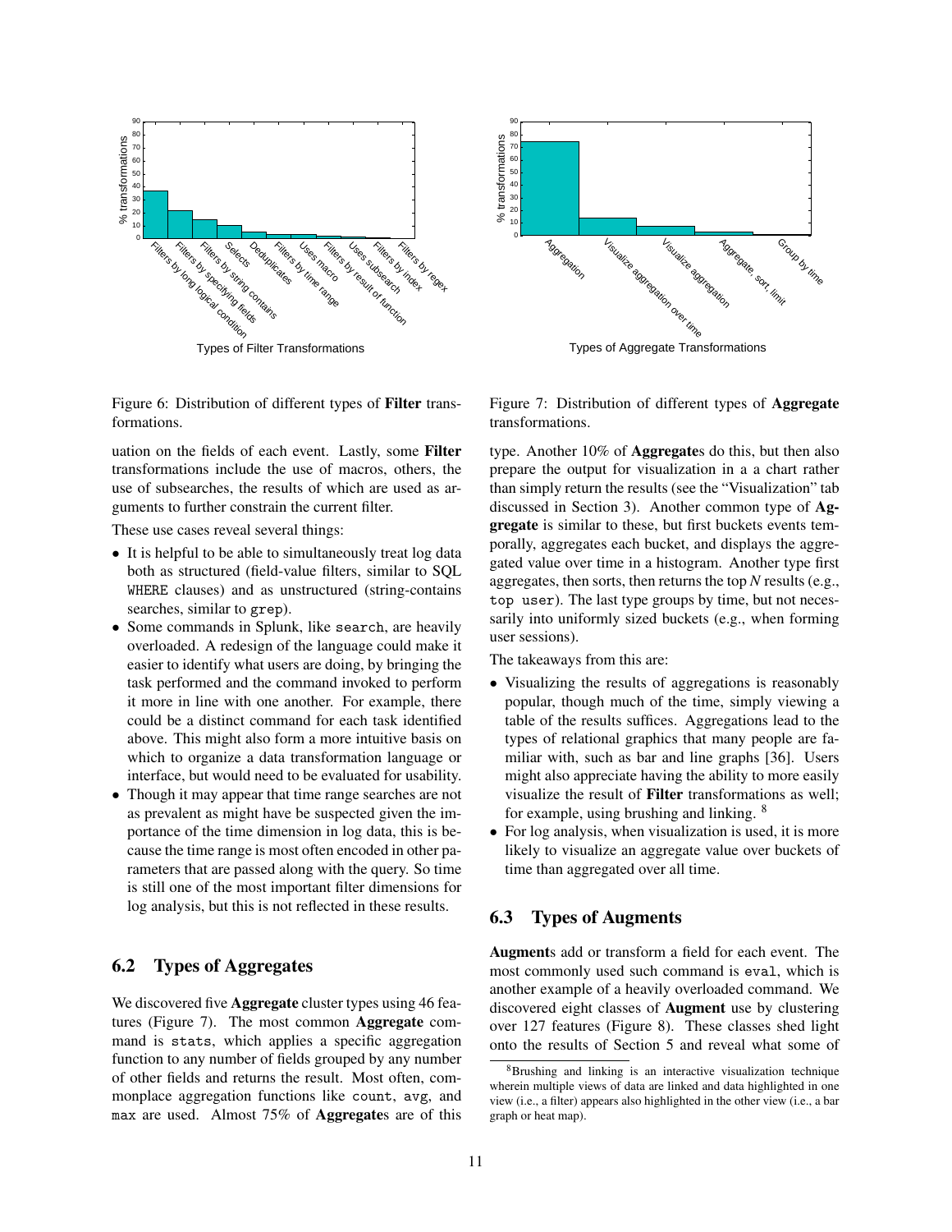Figure 6: Distribution of different types of **Filter** transformations.

Figure 7: Distribution of different types of **Aggregate** transformations.

uation on the fields of each event. Lastly, some **Filter** transformations include the use of macros, others, the use of subsearches, the results of which are used as arguments to further constrain the current filter.

These use cases reveal several things:

- It is helpful to be able to simultaneously treat log data both as structured (field-value filters, similar to SQL `WHERE` clauses) and as unstructured (string-contains searches, similar to `grep`).
- Some commands in Splunk, like `search`, are heavily overloaded. A redesign of the language could make it easier to identify what users are doing, by bringing the task performed and the command invoked to perform it more in line with one another. For example, there could be a distinct command for each task identified above. This might also form a more intuitive basis on which to organize a data transformation language or interface, but would need to be evaluated for usability.
- Though it may appear that time range searches are not as prevalent as might have be suspected given the importance of the time dimension in log data, this is because the time range is most often encoded in other parameters that are passed along with the query. So time is still one of the most important filter dimensions for log analysis, but this is not reflected in these results.

## 6.2 Types of Aggregates

We discovered five **Aggregate** cluster types using 46 features (Figure 7). The most common **Aggregate** command is `stats`, which applies a specific aggregation function to any number of fields grouped by any number of other fields and returns the result. Most often, commonplace aggregation functions like `count`, `avg`, and `max` are used. Almost 75% of **Aggregate**s are of this type. Another 10% of **Aggregate**s do this, but then also prepare the output for visualization in a a chart rather than simply return the results (see the "Visualization" tab discussed in Section 3). Another common type of **Aggregate** is similar to these, but first buckets events temporally, aggregates each bucket, and displays the aggregated value over time in a histogram. Another type first aggregates, then sorts, then returns the top *N* results (e.g., `top user`). The last type groups by time, but not necessarily into uniformly sized buckets (e.g., when forming user sessions).

The takeaways from this are:

- Visualizing the results of aggregations is reasonably popular, though much of the time, simply viewing a table of the results suffices. Aggregations lead to the types of relational graphics that many people are familiar with, such as bar and line graphs [36]. Users might also appreciate having the ability to more easily visualize the result of **Filter** transformations as well; for example, using brushing and linking. [8]
- For log analysis, when visualization is used, it is more likely to visualize an aggregate value over buckets of time than aggregated over all time.

## 6.3 Types of Augments

**Augment**s add or transform a field for each event. The most commonly used such command is `eval`, which is another example of a heavily overloaded command. We discovered eight classes of **Augment** use by clustering over 127 features (Figure 8). These classes shed light onto the results of Section 5 and reveal what some of

[8] Brushing and linking is an interactive visualization technique wherein multiple views of data are linked and data highlighted in one view (i.e., a filter) appears also highlighted in the other view (i.e., a bar graph or heat map).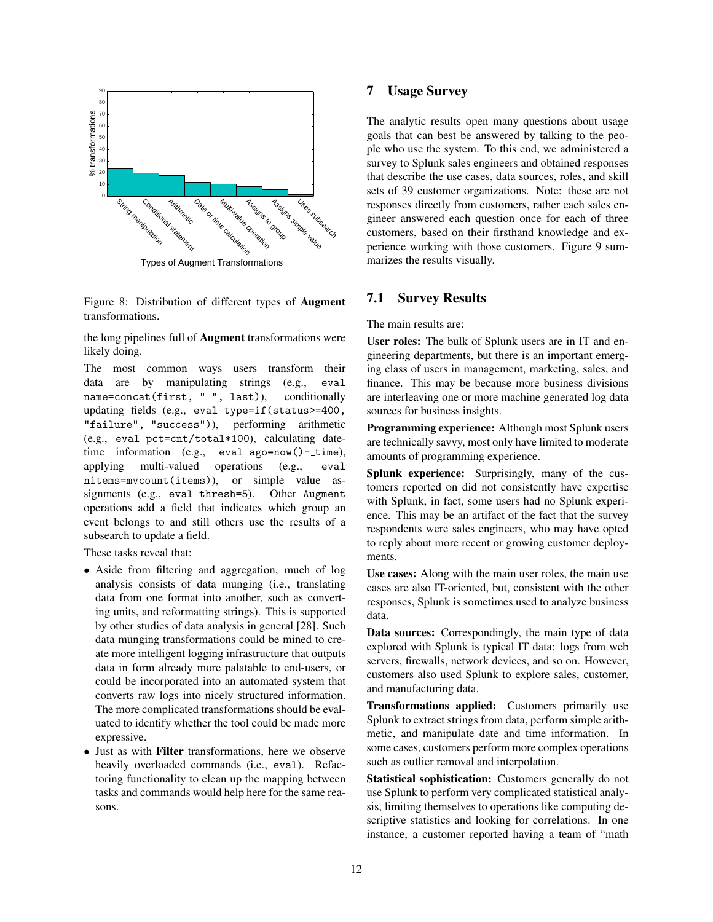Figure 8: Distribution of different types of **Augment** transformations.

the long pipelines full of **Augment** transformations were likely doing.

The most common ways users transform their data are by manipulating strings (e.g., `eval name=concat(first, " ", last)`), conditionally updating fields (e.g., `eval type=if(status>=400, "failure", "success")`), performing arithmetic (e.g., `eval pct=cnt/total*100`), calculating date-time information (e.g., `eval ago=now()-_time`), applying multi-valued operations (e.g., `eval nitems=mvcount(items)`), or simple value assignments (e.g., `eval thresh=5`). Other `Augment` operations add a field that indicates which group an event belongs to and still others use the results of a subsearch to update a field.

These tasks reveal that:

- Aside from filtering and aggregation, much of log analysis consists of data munging (i.e., translating data from one format into another, such as converting units, and reformatting strings). This is supported by other studies of data analysis in general [28]. Such data munging transformations could be mined to create more intelligent logging infrastructure that outputs data in form already more palatable to end-users, or could be incorporated into an automated system that converts raw logs into nicely structured information. The more complicated transformations should be evaluated to identify whether the tool could be made more expressive.
- Just as with **Filter** transformations, here we observe heavily overloaded commands (i.e., `eval`). Refactoring functionality to clean up the mapping between tasks and commands would help here for the same reasons.

## 7 Usage Survey

The analytic results open many questions about usage goals that can best be answered by talking to the people who use the system. To this end, we administered a survey to Splunk sales engineers and obtained responses that describe the use cases, data sources, roles, and skill sets of 39 customer organizations. Note: these are not responses directly from customers, rather each sales engineer answered each question once for each of three customers, based on their firsthand knowledge and experience working with those customers. Figure 9 summarizes the results visually.

### 7.1 Survey Results

The main results are:

**User roles:** The bulk of Splunk users are in IT and engineering departments, but there is an important emerging class of users in management, marketing, sales, and finance. This may be because more business divisions are interleaving one or more machine generated log data sources for business insights.

**Programming experience:** Although most Splunk users are technically savvy, most only have limited to moderate amounts of programming experience.

**Splunk experience:** Surprisingly, many of the customers reported on did not consistently have expertise with Splunk, in fact, some users had no Splunk experience. This may be an artifact of the fact that the survey respondents were sales engineers, who may have opted to reply about more recent or growing customer deployments.

**Use cases:** Along with the main user roles, the main use cases are also IT-oriented, but, consistent with the other responses, Splunk is sometimes used to analyze business data.

**Data sources:** Correspondingly, the main type of data explored with Splunk is typical IT data: logs from web servers, firewalls, network devices, and so on. However, customers also used Splunk to explore sales, customer, and manufacturing data.

**Transformations applied:** Customers primarily use Splunk to extract strings from data, perform simple arithmetic, and manipulate date and time information. In some cases, customers perform more complex operations such as outlier removal and interpolation.

**Statistical sophistication:** Customers generally do not use Splunk to perform very complicated statistical analysis, limiting themselves to operations like computing descriptive statistics and looking for correlations. In one instance, a customer reported having a team of "math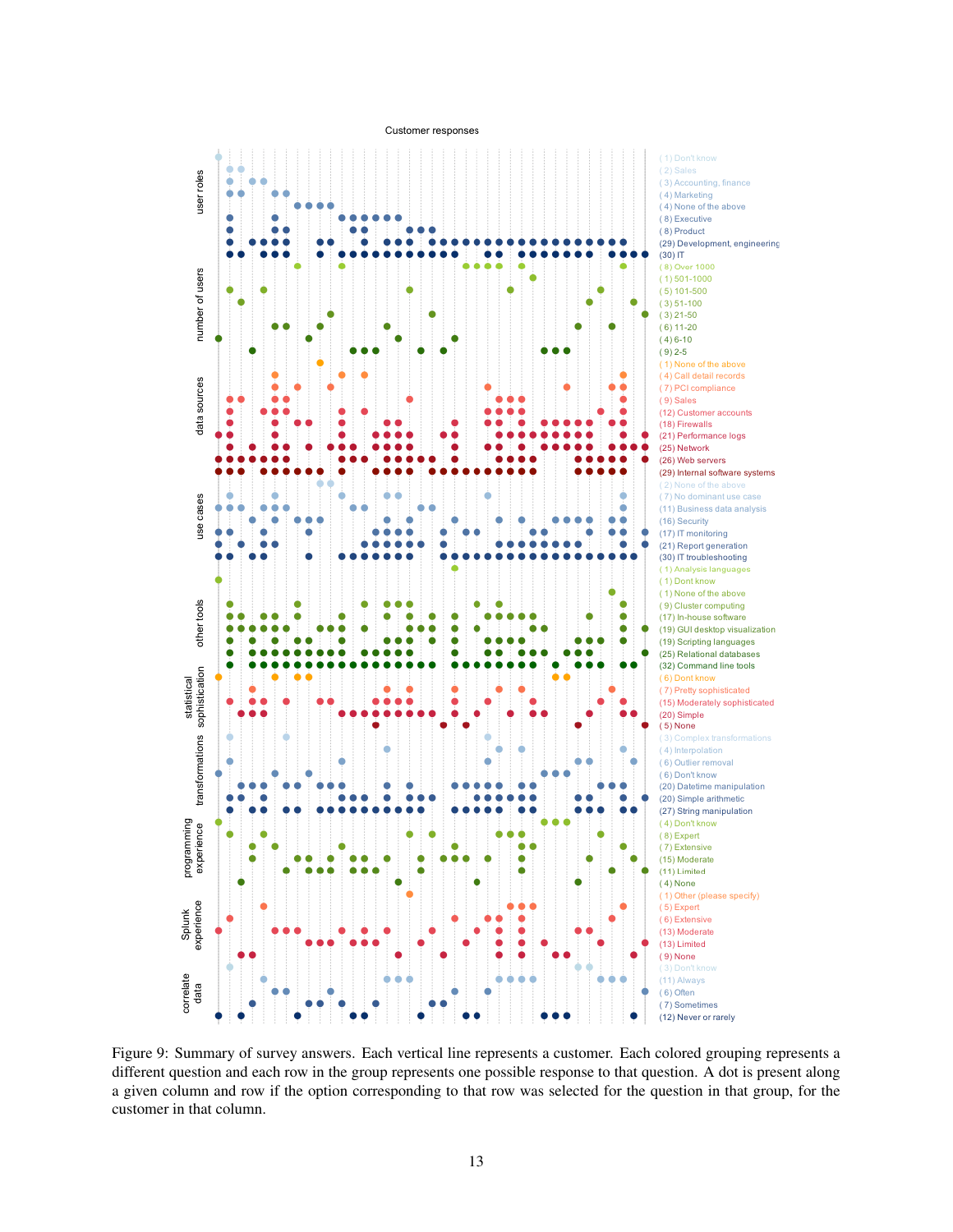Customer responses

| Group | Response |
|---|---|
| user roles | (1) Don't know |
| | (2) Sales |
| | (3) Accounting, finance |
| | (4) Marketing |
| | (4) None of the above |
| | (8) Executive |
| | (8) Product |
| | (29) Development, engineering |
| | (30) IT |
| number of users | (8) Over 1000 |
| | (1) 501-1000 |
| | (5) 101-500 |
| | (3) 51-100 |
| | (3) 21-50 |
| | (6) 11-20 |
| | (4) 6-10 |
| | (9) 2-5 |
| data sources | (1) None of the above |
| | (4) Call detail records |
| | (7) PCI compliance |
| | (9) Sales |
| | (12) Customer accounts |
| | (18) Firewalls |
| | (21) Performance logs |
| | (25) Network |
| | (26) Web servers |
| | (29) Internal software systems |
| use cases | (2) None of the above |
| | (7) No dominant use case |
| | (11) Business data analysis |
| | (16) Security |
| | (17) IT monitoring |
| | (21) Report generation |
| | (30) IT troubleshooting |
| other tools | (1) Analysis languages |
| | (1) Dont know |
| | (1) None of the above |
| | (9) Cluster computing |
| | (17) In-house software |
| | (19) GUI desktop visualization |
| | (19) Scripting languages |
| | (25) Relational databases |
| | (32) Command line tools |
| statistical sophistication | (6) Dont know |
| | (7) Pretty sophisticated |
| | (15) Moderately sophisticated |
| | (20) Simple |
| | (5) None |
| transformations | (3) Complex transformations |
| | (4) Interpolation |
| | (6) Outlier removal |
| | (6) Don't know |
| | (20) Datetime manipulation |
| | (20) Simple arithmetic |
| | (27) String manipulation |
| programming experience | (4) Don't know |
| | (8) Expert |
| | (7) Extensive |
| | (15) Moderate |
| | (11) Limited |
| | (4) None |
| Splunk experience | (1) Other (please specify) |
| | (5) Expert |
| | (6) Extensive |
| | (13) Moderate |
| | (13) Limited |
| | (9) None |
| correlate data | (3) Don't know |
| | (11) Always |
| | (6) Often |
| | (7) Sometimes |
| | (12) Never or rarely |

Figure 9: Summary of survey answers. Each vertical line represents a customer. Each colored grouping represents a different question and each row in the group represents one possible response to that question. A dot is present along a given column and row if the option corresponding to that row was selected for the question in that group, for the customer in that column.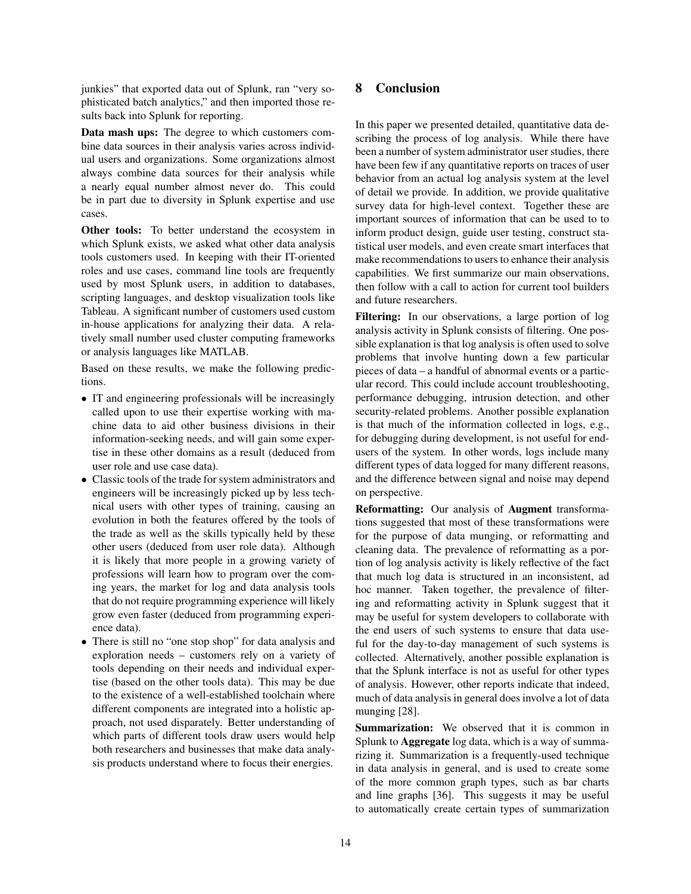junkies" that exported data out of Splunk, ran "very sophisticated batch analytics," and then imported those results back into Splunk for reporting.

**Data mash ups:** The degree to which customers combine data sources in their analysis varies across individual users and organizations. Some organizations almost always combine data sources for their analysis while a nearly equal number almost never do. This could be in part due to diversity in Splunk expertise and use cases.

**Other tools:** To better understand the ecosystem in which Splunk exists, we asked what other data analysis tools customers used. In keeping with their IT-oriented roles and use cases, command line tools are frequently used by most Splunk users, in addition to databases, scripting languages, and desktop visualization tools like Tableau. A significant number of customers used custom in-house applications for analyzing their data. A relatively small number used cluster computing frameworks or analysis languages like MATLAB.

Based on these results, we make the following predictions.

- IT and engineering professionals will be increasingly called upon to use their expertise working with machine data to aid other business divisions in their information-seeking needs, and will gain some expertise in these other domains as a result (deduced from user role and use case data).
- Classic tools of the trade for system administrators and engineers will be increasingly picked up by less technical users with other types of training, causing an evolution in both the features offered by the tools of the trade as well as the skills typically held by these other users (deduced from user role data). Although it is likely that more people in a growing variety of professions will learn how to program over the coming years, the market for log and data analysis tools that do not require programming experience will likely grow even faster (deduced from programming experience data).
- There is still no "one stop shop" for data analysis and exploration needs – customers rely on a variety of tools depending on their needs and individual expertise (based on the other tools data). This may be due to the existence of a well-established toolchain where different components are integrated into a holistic approach, not used disparately. Better understanding of which parts of different tools draw users would help both researchers and businesses that make data analysis products understand where to focus their energies.

# 8 Conclusion

In this paper we presented detailed, quantitative data describing the process of log analysis. While there have been a number of system administrator user studies, there have been few if any quantitative reports on traces of user behavior from an actual log analysis system at the level of detail we provide. In addition, we provide qualitative survey data for high-level context. Together these are important sources of information that can be used to to inform product design, guide user testing, construct statistical user models, and even create smart interfaces that make recommendations to users to enhance their analysis capabilities. We first summarize our main observations, then follow with a call to action for current tool builders and future researchers.

**Filtering:** In our observations, a large portion of log analysis activity in Splunk consists of filtering. One possible explanation is that log analysis is often used to solve problems that involve hunting down a few particular pieces of data – a handful of abnormal events or a particular record. This could include account troubleshooting, performance debugging, intrusion detection, and other security-related problems. Another possible explanation is that much of the information collected in logs, e.g., for debugging during development, is not useful for end-users of the system. In other words, logs include many different types of data logged for many different reasons, and the difference between signal and noise may depend on perspective.

**Reformatting:** Our analysis of **Augment** transformations suggested that most of these transformations were for the purpose of data munging, or reformatting and cleaning data. The prevalence of reformatting as a portion of log analysis activity is likely reflective of the fact that much log data is structured in an inconsistent, ad hoc manner. Taken together, the prevalence of filtering and reformatting activity in Splunk suggest that it may be useful for system developers to collaborate with the end users of such systems to ensure that data useful for the day-to-day management of such systems is collected. Alternatively, another possible explanation is that the Splunk interface is not as useful for other types of analysis. However, other reports indicate that indeed, much of data analysis in general does involve a lot of data munging [28].

**Summarization:** We observed that it is common in Splunk to **Aggregate** log data, which is a way of summarizing it. Summarization is a frequently-used technique in data analysis in general, and is used to create some of the more common graph types, such as bar charts and line graphs [36]. This suggests it may be useful to automatically create certain types of summarization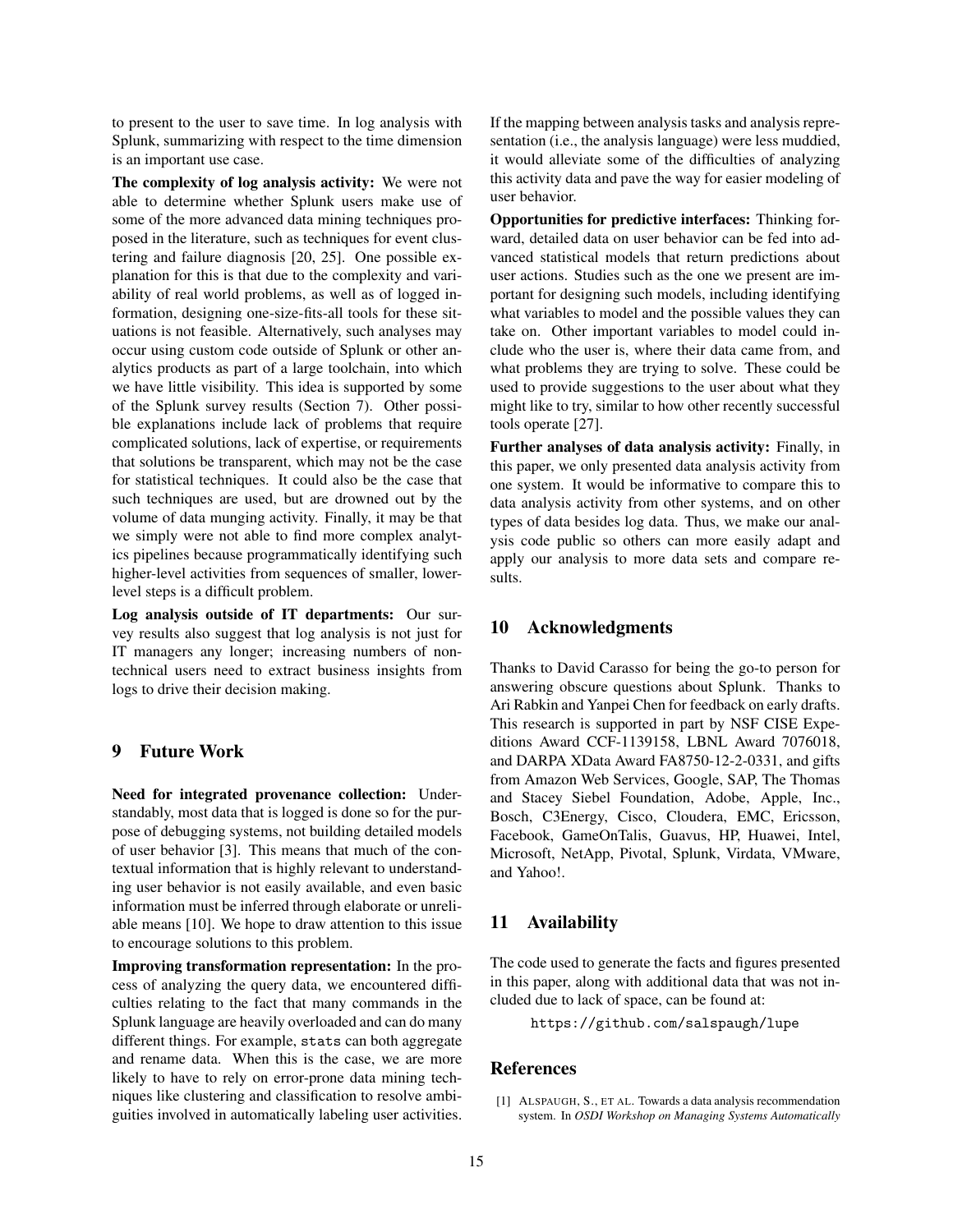to present to the user to save time. In log analysis with Splunk, summarizing with respect to the time dimension is an important use case.

**The complexity of log analysis activity:** We were not able to determine whether Splunk users make use of some of the more advanced data mining techniques proposed in the literature, such as techniques for event clustering and failure diagnosis [20, 25]. One possible explanation for this is that due to the complexity and variability of real world problems, as well as of logged information, designing one-size-fits-all tools for these situations is not feasible. Alternatively, such analyses may occur using custom code outside of Splunk or other analytics products as part of a large toolchain, into which we have little visibility. This idea is supported by some of the Splunk survey results (Section 7). Other possible explanations include lack of problems that require complicated solutions, lack of expertise, or requirements that solutions be transparent, which may not be the case for statistical techniques. It could also be the case that such techniques are used, but are drowned out by the volume of data munging activity. Finally, it may be that we simply were not able to find more complex analytics pipelines because programmatically identifying such higher-level activities from sequences of smaller, lower-level steps is a difficult problem.

**Log analysis outside of IT departments:** Our survey results also suggest that log analysis is not just for IT managers any longer; increasing numbers of non-technical users need to extract business insights from logs to drive their decision making.

## 9 Future Work

**Need for integrated provenance collection:** Understandably, most data that is logged is done so for the purpose of debugging systems, not building detailed models of user behavior [3]. This means that much of the contextual information that is highly relevant to understanding user behavior is not easily available, and even basic information must be inferred through elaborate or unreliable means [10]. We hope to draw attention to this issue to encourage solutions to this problem.

**Improving transformation representation:** In the process of analyzing the query data, we encountered difficulties relating to the fact that many commands in the Splunk language are heavily overloaded and can do many different things. For example, `stats` can both aggregate and rename data. When this is the case, we are more likely to have to rely on error-prone data mining techniques like clustering and classification to resolve ambiguities involved in automatically labeling user activities. If the mapping between analysis tasks and analysis representation (i.e., the analysis language) were less muddied, it would alleviate some of the difficulties of analyzing this activity data and pave the way for easier modeling of user behavior.

**Opportunities for predictive interfaces:** Thinking forward, detailed data on user behavior can be fed into advanced statistical models that return predictions about user actions. Studies such as the one we present are important for designing such models, including identifying what variables to model and the possible values they can take on. Other important variables to model could include who the user is, where their data came from, and what problems they are trying to solve. These could be used to provide suggestions to the user about what they might like to try, similar to how other recently successful tools operate [27].

**Further analyses of data analysis activity:** Finally, in this paper, we only presented data analysis activity from one system. It would be informative to compare this to data analysis activity from other systems, and on other types of data besides log data. Thus, we make our analysis code public so others can more easily adapt and apply our analysis to more data sets and compare results.

## 10 Acknowledgments

Thanks to David Carasso for being the go-to person for answering obscure questions about Splunk. Thanks to Ari Rabkin and Yanpei Chen for feedback on early drafts. This research is supported in part by NSF CISE Expeditions Award CCF-1139158, LBNL Award 7076018, and DARPA XData Award FA8750-12-2-0331, and gifts from Amazon Web Services, Google, SAP, The Thomas and Stacey Siebel Foundation, Adobe, Apple, Inc., Bosch, C3Energy, Cisco, Cloudera, EMC, Ericsson, Facebook, GameOnTalis, Guavus, HP, Huawei, Intel, Microsoft, NetApp, Pivotal, Splunk, Virdata, VMware, and Yahoo!.

## 11 Availability

The code used to generate the facts and figures presented in this paper, along with additional data that was not included due to lack of space, can be found at:

`https://github.com/salspaugh/lupe`

## References

[1] ALSPAUGH, S., ET AL. Towards a data analysis recommendation system. In *OSDI Workshop on Managing Systems Automatically*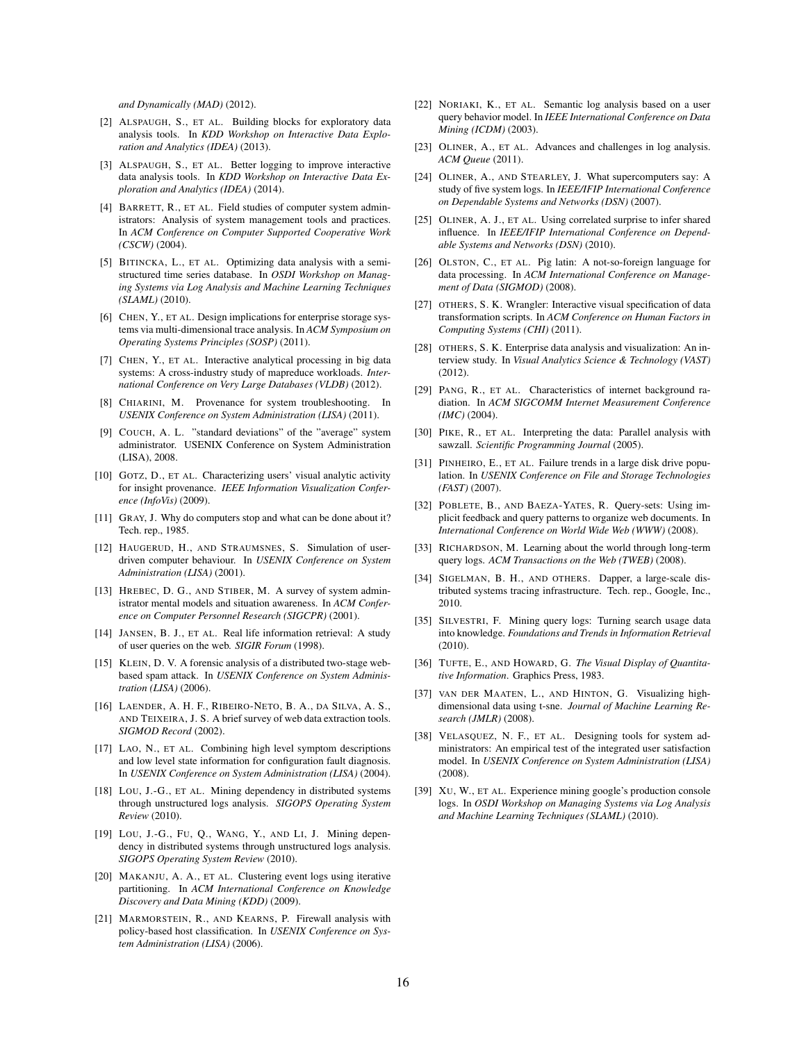*and Dynamically (MAD)* (2012).

[2] ALSPAUGH, S., ET AL. Building blocks for exploratory data analysis tools. In *KDD Workshop on Interactive Data Exploration and Analytics (IDEA)* (2013).

[3] ALSPAUGH, S., ET AL. Better logging to improve interactive data analysis tools. In *KDD Workshop on Interactive Data Exploration and Analytics (IDEA)* (2014).

[4] BARRETT, R., ET AL. Field studies of computer system administrators: Analysis of system management tools and practices. In *ACM Conference on Computer Supported Cooperative Work (CSCW)* (2004).

[5] BITINCKA, L., ET AL. Optimizing data analysis with a semi-structured time series database. In *OSDI Workshop on Managing Systems via Log Analysis and Machine Learning Techniques (SLAML)* (2010).

[6] CHEN, Y., ET AL. Design implications for enterprise storage systems via multi-dimensional trace analysis. In *ACM Symposium on Operating Systems Principles (SOSP)* (2011).

[7] CHEN, Y., ET AL. Interactive analytical processing in big data systems: A cross-industry study of mapreduce workloads. *International Conference on Very Large Databases (VLDB)* (2012).

[8] CHIARINI, M. Provenance for system troubleshooting. In *USENIX Conference on System Administration (LISA)* (2011).

[9] COUCH, A. L. "standard deviations" of the "average" system administrator. USENIX Conference on System Administration (LISA), 2008.

[10] GOTZ, D., ET AL. Characterizing users' visual analytic activity for insight provenance. *IEEE Information Visualization Conference (InfoVis)* (2009).

[11] GRAY, J. Why do computers stop and what can be done about it? Tech. rep., 1985.

[12] HAUGERUD, H., AND STRAUMSNES, S. Simulation of user-driven computer behaviour. In *USENIX Conference on System Administration (LISA)* (2001).

[13] HREBEC, D. G., AND STIBER, M. A survey of system administrator mental models and situation awareness. In *ACM Conference on Computer Personnel Research (SIGCPR)* (2001).

[14] JANSEN, B. J., ET AL. Real life information retrieval: A study of user queries on the web. *SIGIR Forum* (1998).

[15] KLEIN, D. V. A forensic analysis of a distributed two-stage web-based spam attack. In *USENIX Conference on System Administration (LISA)* (2006).

[16] LAENDER, A. H. F., RIBEIRO-NETO, B. A., DA SILVA, A. S., AND TEIXEIRA, J. S. A brief survey of web data extraction tools. *SIGMOD Record* (2002).

[17] LAO, N., ET AL. Combining high level symptom descriptions and low level state information for configuration fault diagnosis. In *USENIX Conference on System Administration (LISA)* (2004).

[18] LOU, J.-G., ET AL. Mining dependency in distributed systems through unstructured logs analysis. *SIGOPS Operating System Review* (2010).

[19] LOU, J.-G., FU, Q., WANG, Y., AND LI, J. Mining dependency in distributed systems through unstructured logs analysis. *SIGOPS Operating System Review* (2010).

[20] MAKANJU, A. A., ET AL. Clustering event logs using iterative partitioning. In *ACM International Conference on Knowledge Discovery and Data Mining (KDD)* (2009).

[21] MARMORSTEIN, R., AND KEARNS, P. Firewall analysis with policy-based host classification. In *USENIX Conference on System Administration (LISA)* (2006).

[22] NORIAKI, K., ET AL. Semantic log analysis based on a user query behavior model. In *IEEE International Conference on Data Mining (ICDM)* (2003).

[23] OLINER, A., ET AL. Advances and challenges in log analysis. *ACM Queue* (2011).

[24] OLINER, A., AND STEARLEY, J. What supercomputers say: A study of five system logs. In *IEEE/IFIP International Conference on Dependable Systems and Networks (DSN)* (2007).

[25] OLINER, A. J., ET AL. Using correlated surprise to infer shared influence. In *IEEE/IFIP International Conference on Dependable Systems and Networks (DSN)* (2010).

[26] OLSTON, C., ET AL. Pig latin: A not-so-foreign language for data processing. In *ACM International Conference on Management of Data (SIGMOD)* (2008).

[27] OTHERS, S. K. Wrangler: Interactive visual specification of data transformation scripts. In *ACM Conference on Human Factors in Computing Systems (CHI)* (2011).

[28] OTHERS, S. K. Enterprise data analysis and visualization: An interview study. In *Visual Analytics Science & Technology (VAST)* (2012).

[29] PANG, R., ET AL. Characteristics of internet background radiation. In *ACM SIGCOMM Internet Measurement Conference (IMC)* (2004).

[30] PIKE, R., ET AL. Interpreting the data: Parallel analysis with sawzall. *Scientific Programming Journal* (2005).

[31] PINHEIRO, E., ET AL. Failure trends in a large disk drive population. In *USENIX Conference on File and Storage Technologies (FAST)* (2007).

[32] POBLETE, B., AND BAEZA-YATES, R. Query-sets: Using implicit feedback and query patterns to organize web documents. In *International Conference on World Wide Web (WWW)* (2008).

[33] RICHARDSON, M. Learning about the world through long-term query logs. *ACM Transactions on the Web (TWEB)* (2008).

[34] SIGELMAN, B. H., AND OTHERS. Dapper, a large-scale distributed systems tracing infrastructure. Tech. rep., Google, Inc., 2010.

[35] SILVESTRI, F. Mining query logs: Turning search usage data into knowledge. *Foundations and Trends in Information Retrieval* (2010).

[36] TUFTE, E., AND HOWARD, G. *The Visual Display of Quantitative Information*. Graphics Press, 1983.

[37] VAN DER MAATEN, L., AND HINTON, G. Visualizing high-dimensional data using t-sne. *Journal of Machine Learning Research (JMLR)* (2008).

[38] VELASQUEZ, N. F., ET AL. Designing tools for system administrators: An empirical test of the integrated user satisfaction model. In *USENIX Conference on System Administration (LISA)* (2008).

[39] XU, W., ET AL. Experience mining google's production console logs. In *OSDI Workshop on Managing Systems via Log Analysis and Machine Learning Techniques (SLAML)* (2010).